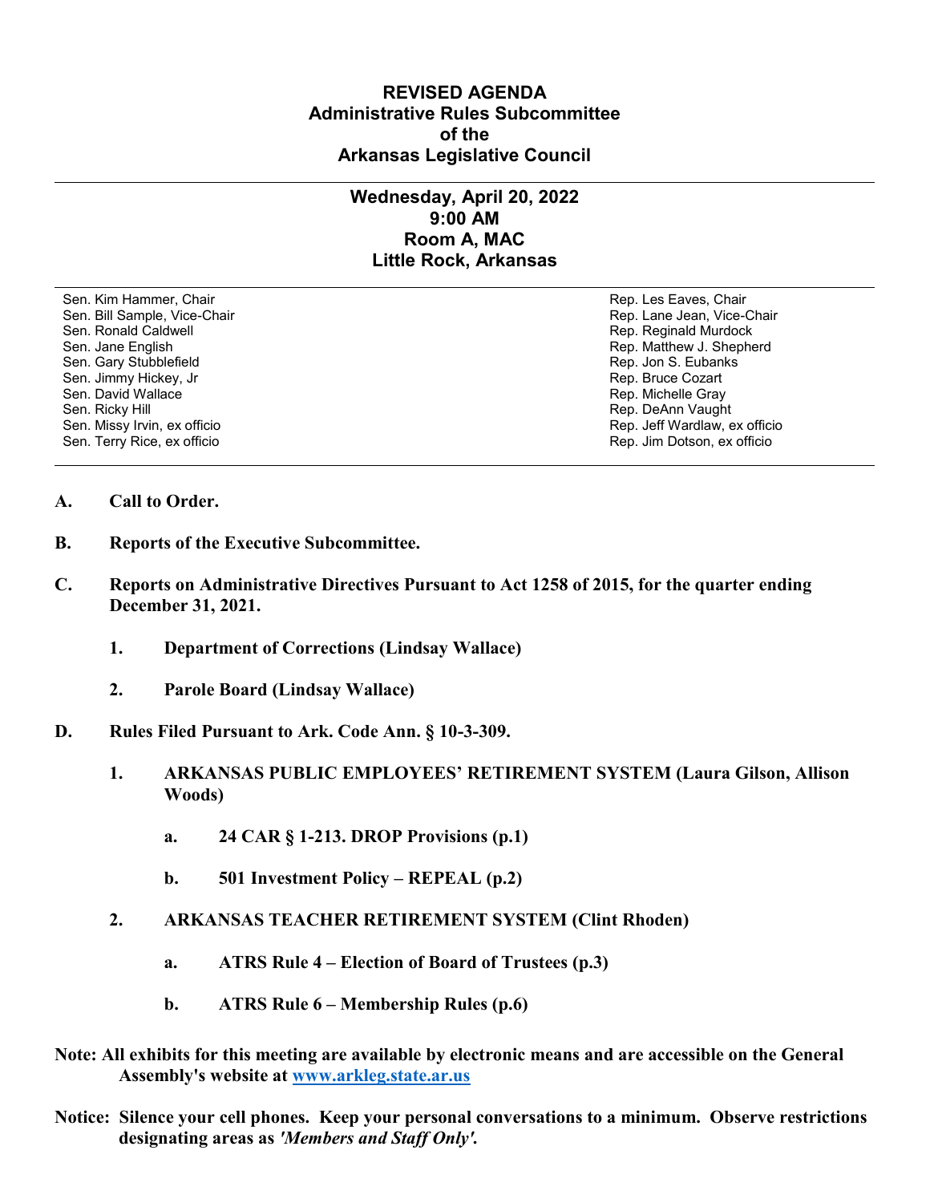# REVISED AGENDA
## Administrative Rules Subcommittee
## of the
## Arkansas Legislative Council

---

### Wednesday, April 20, 2022
### 9:00 AM
### Room A, MAC
### Little Rock, Arkansas

---

| | |
|---|---|
| Sen. Kim Hammer, Chair | Rep. Les Eaves, Chair |
| Sen. Bill Sample, Vice-Chair | Rep. Lane Jean, Vice-Chair |
| Sen. Ronald Caldwell | Rep. Reginald Murdock |
| Sen. Jane English | Rep. Matthew J. Shepherd |
| Sen. Gary Stubblefield | Rep. Jon S. Eubanks |
| Sen. Jimmy Hickey, Jr | Rep. Bruce Cozart |
| Sen. David Wallace | Rep. Michelle Gray |
| Sen. Ricky Hill | Rep. DeAnn Vaught |
| Sen. Missy Irvin, ex officio | Rep. Jeff Wardlaw, ex officio |
| Sen. Terry Rice, ex officio | Rep. Jim Dotson, ex officio |

---

**A. Call to Order.**

**B. Reports of the Executive Subcommittee.**

**C. Reports on Administrative Directives Pursuant to Act 1258 of 2015, for the quarter ending December 31, 2021.**

  **1. Department of Corrections (Lindsay Wallace)**

  **2. Parole Board (Lindsay Wallace)**

**D. Rules Filed Pursuant to Ark. Code Ann. § 10-3-309.**

  **1. ARKANSAS PUBLIC EMPLOYEES' RETIREMENT SYSTEM (Laura Gilson, Allison Woods)**

    **a. 24 CAR § 1-213. DROP Provisions (p.1)**

    **b. 501 Investment Policy – REPEAL (p.2)**

  **2. ARKANSAS TEACHER RETIREMENT SYSTEM (Clint Rhoden)**

    **a. ATRS Rule 4 – Election of Board of Trustees (p.3)**

    **b. ATRS Rule 6 – Membership Rules (p.6)**

**Note: All exhibits for this meeting are available by electronic means and are accessible on the General Assembly's website at [www.arkleg.state.ar.us](http://www.arkleg.state.ar.us)**

**Notice: Silence your cell phones. Keep your personal conversations to a minimum. Observe restrictions designating areas as *'Members and Staff Only'*.**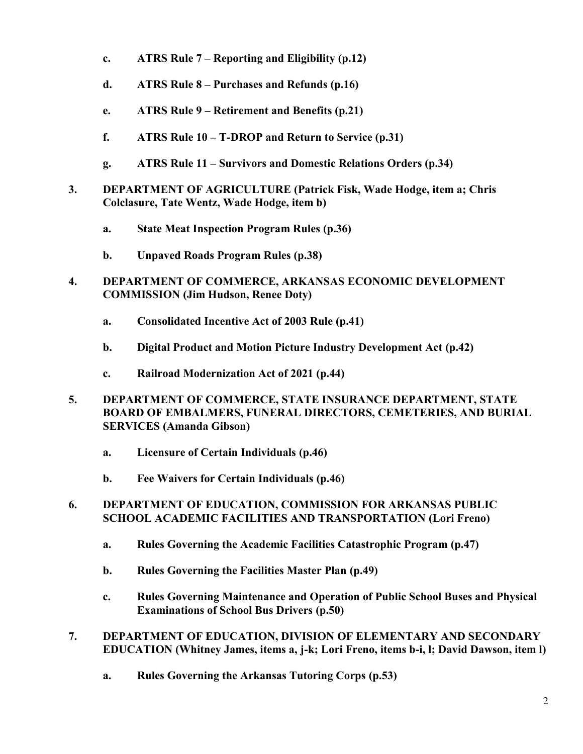c. **ATRS Rule 7 – Reporting and Eligibility (p.12)**

d. **ATRS Rule 8 – Purchases and Refunds (p.16)**

e. **ATRS Rule 9 – Retirement and Benefits (p.21)**

f. **ATRS Rule 10 – T-DROP and Return to Service (p.31)**

g. **ATRS Rule 11 – Survivors and Domestic Relations Orders (p.34)**

3. **DEPARTMENT OF AGRICULTURE (Patrick Fisk, Wade Hodge, item a; Chris Colclasure, Tate Wentz, Wade Hodge, item b)**

   a. **State Meat Inspection Program Rules (p.36)**

   b. **Unpaved Roads Program Rules (p.38)**

4. **DEPARTMENT OF COMMERCE, ARKANSAS ECONOMIC DEVELOPMENT COMMISSION (Jim Hudson, Renee Doty)**

   a. **Consolidated Incentive Act of 2003 Rule (p.41)**

   b. **Digital Product and Motion Picture Industry Development Act (p.42)**

   c. **Railroad Modernization Act of 2021 (p.44)**

5. **DEPARTMENT OF COMMERCE, STATE INSURANCE DEPARTMENT, STATE BOARD OF EMBALMERS, FUNERAL DIRECTORS, CEMETERIES, AND BURIAL SERVICES (Amanda Gibson)**

   a. **Licensure of Certain Individuals (p.46)**

   b. **Fee Waivers for Certain Individuals (p.46)**

6. **DEPARTMENT OF EDUCATION, COMMISSION FOR ARKANSAS PUBLIC SCHOOL ACADEMIC FACILITIES AND TRANSPORTATION (Lori Freno)**

   a. **Rules Governing the Academic Facilities Catastrophic Program (p.47)**

   b. **Rules Governing the Facilities Master Plan (p.49)**

   c. **Rules Governing Maintenance and Operation of Public School Buses and Physical Examinations of School Bus Drivers (p.50)**

7. **DEPARTMENT OF EDUCATION, DIVISION OF ELEMENTARY AND SECONDARY EDUCATION (Whitney James, items a, j-k; Lori Freno, items b-i, l; David Dawson, item l)**

   a. **Rules Governing the Arkansas Tutoring Corps (p.53)**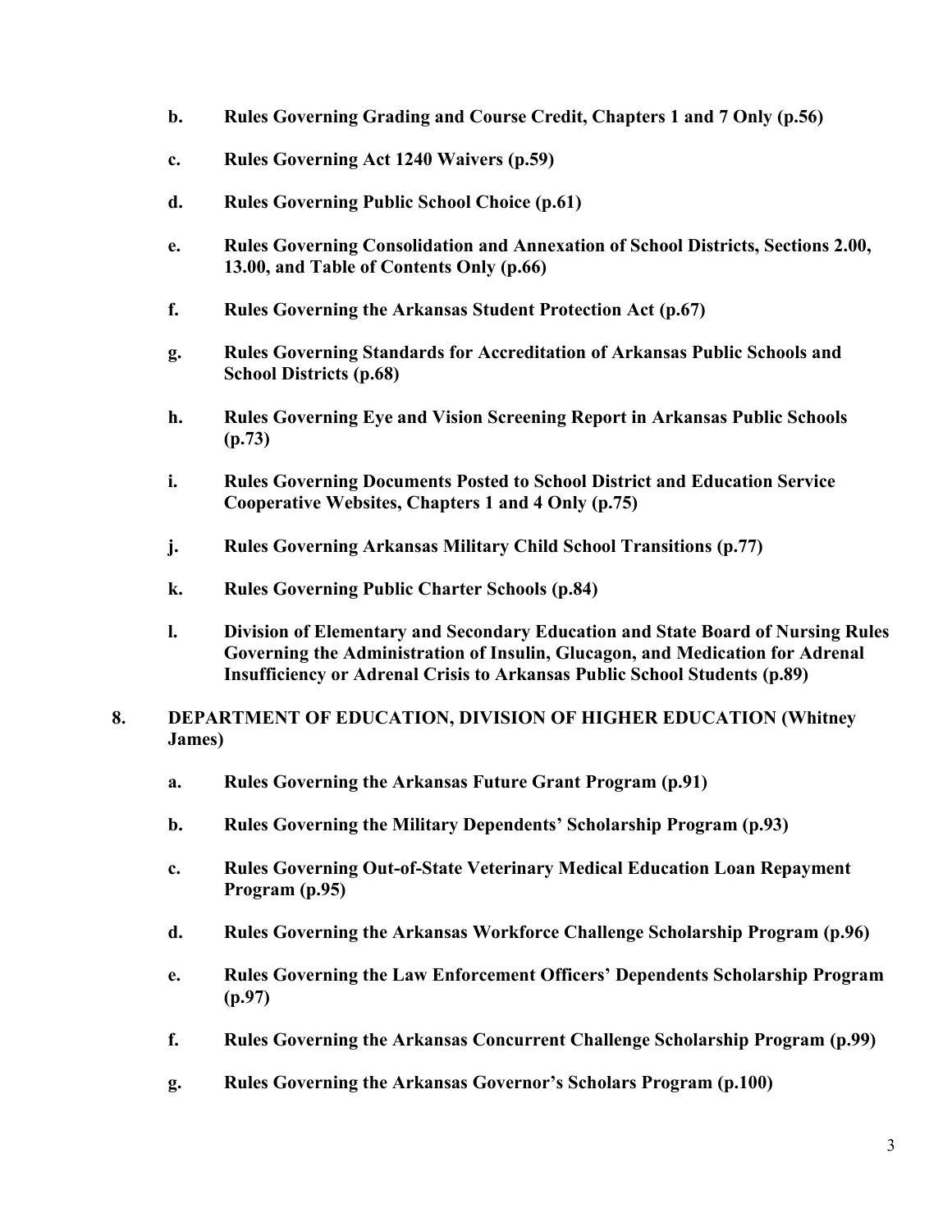- **b. Rules Governing Grading and Course Credit, Chapters 1 and 7 Only (p.56)**
- **c. Rules Governing Act 1240 Waivers (p.59)**
- **d. Rules Governing Public School Choice (p.61)**
- **e. Rules Governing Consolidation and Annexation of School Districts, Sections 2.00, 13.00, and Table of Contents Only (p.66)**
- **f. Rules Governing the Arkansas Student Protection Act (p.67)**
- **g. Rules Governing Standards for Accreditation of Arkansas Public Schools and School Districts (p.68)**
- **h. Rules Governing Eye and Vision Screening Report in Arkansas Public Schools (p.73)**
- **i. Rules Governing Documents Posted to School District and Education Service Cooperative Websites, Chapters 1 and 4 Only (p.75)**
- **j. Rules Governing Arkansas Military Child School Transitions (p.77)**
- **k. Rules Governing Public Charter Schools (p.84)**
- **l. Division of Elementary and Secondary Education and State Board of Nursing Rules Governing the Administration of Insulin, Glucagon, and Medication for Adrenal Insufficiency or Adrenal Crisis to Arkansas Public School Students (p.89)**

**8. DEPARTMENT OF EDUCATION, DIVISION OF HIGHER EDUCATION (Whitney James)**

- **a. Rules Governing the Arkansas Future Grant Program (p.91)**
- **b. Rules Governing the Military Dependents' Scholarship Program (p.93)**
- **c. Rules Governing Out-of-State Veterinary Medical Education Loan Repayment Program (p.95)**
- **d. Rules Governing the Arkansas Workforce Challenge Scholarship Program (p.96)**
- **e. Rules Governing the Law Enforcement Officers' Dependents Scholarship Program (p.97)**
- **f. Rules Governing the Arkansas Concurrent Challenge Scholarship Program (p.99)**
- **g. Rules Governing the Arkansas Governor's Scholars Program (p.100)**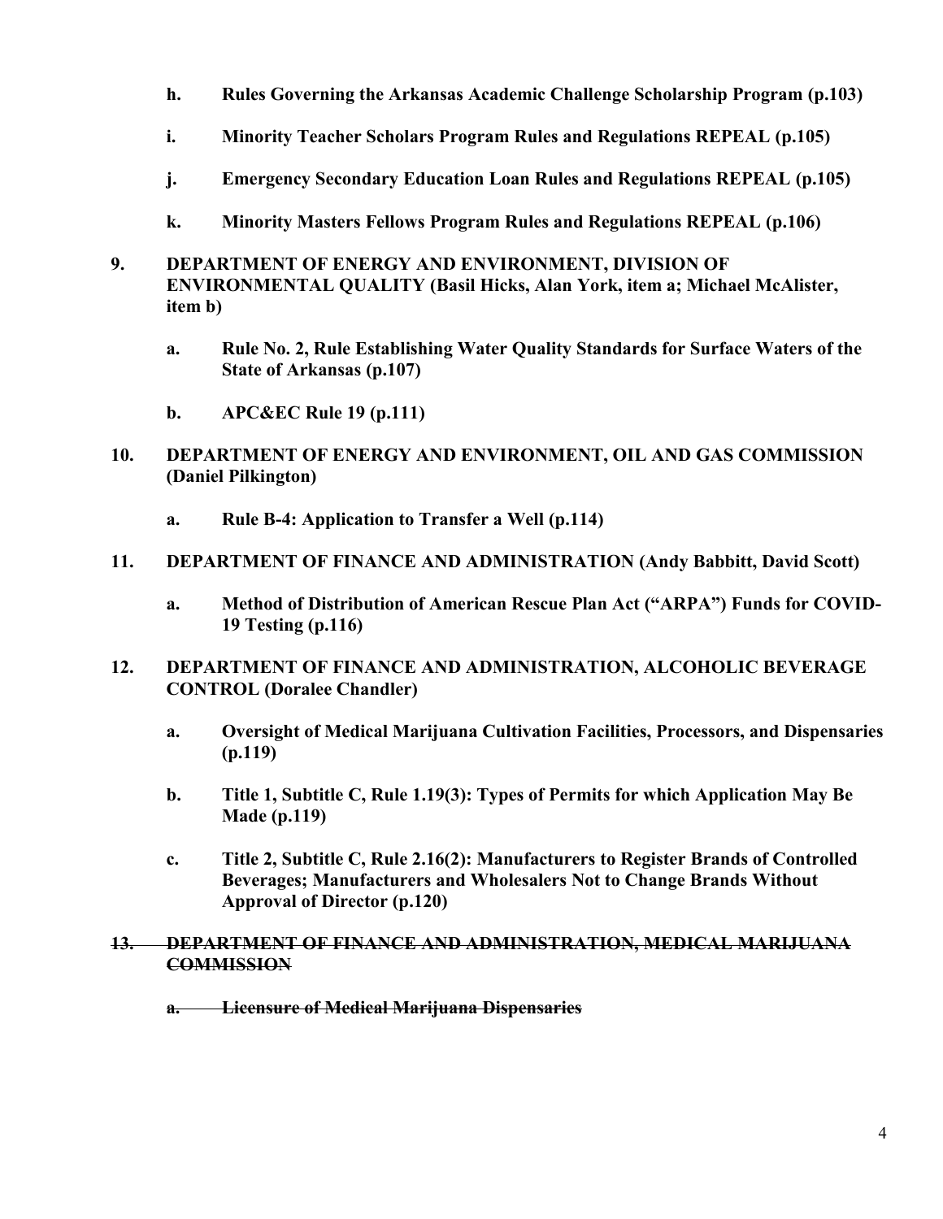- **h. Rules Governing the Arkansas Academic Challenge Scholarship Program (p.103)**

- **i. Minority Teacher Scholars Program Rules and Regulations REPEAL (p.105)**

- **j. Emergency Secondary Education Loan Rules and Regulations REPEAL (p.105)**

- **k. Minority Masters Fellows Program Rules and Regulations REPEAL (p.106)**

**9. DEPARTMENT OF ENERGY AND ENVIRONMENT, DIVISION OF ENVIRONMENTAL QUALITY (Basil Hicks, Alan York, item a; Michael McAlister, item b)**

- **a. Rule No. 2, Rule Establishing Water Quality Standards for Surface Waters of the State of Arkansas (p.107)**

- **b. APC&EC Rule 19 (p.111)**

**10. DEPARTMENT OF ENERGY AND ENVIRONMENT, OIL AND GAS COMMISSION (Daniel Pilkington)**

- **a. Rule B-4: Application to Transfer a Well (p.114)**

**11. DEPARTMENT OF FINANCE AND ADMINISTRATION (Andy Babbitt, David Scott)**

- **a. Method of Distribution of American Rescue Plan Act ("ARPA") Funds for COVID-19 Testing (p.116)**

**12. DEPARTMENT OF FINANCE AND ADMINISTRATION, ALCOHOLIC BEVERAGE CONTROL (Doralee Chandler)**

- **a. Oversight of Medical Marijuana Cultivation Facilities, Processors, and Dispensaries (p.119)**

- **b. Title 1, Subtitle C, Rule 1.19(3): Types of Permits for which Application May Be Made (p.119)**

- **c. Title 2, Subtitle C, Rule 2.16(2): Manufacturers to Register Brands of Controlled Beverages; Manufacturers and Wholesalers Not to Change Brands Without Approval of Director (p.120)**

~~**13. DEPARTMENT OF FINANCE AND ADMINISTRATION, MEDICAL MARIJUANA COMMISSION**~~

- ~~**a. Licensure of Medical Marijuana Dispensaries**~~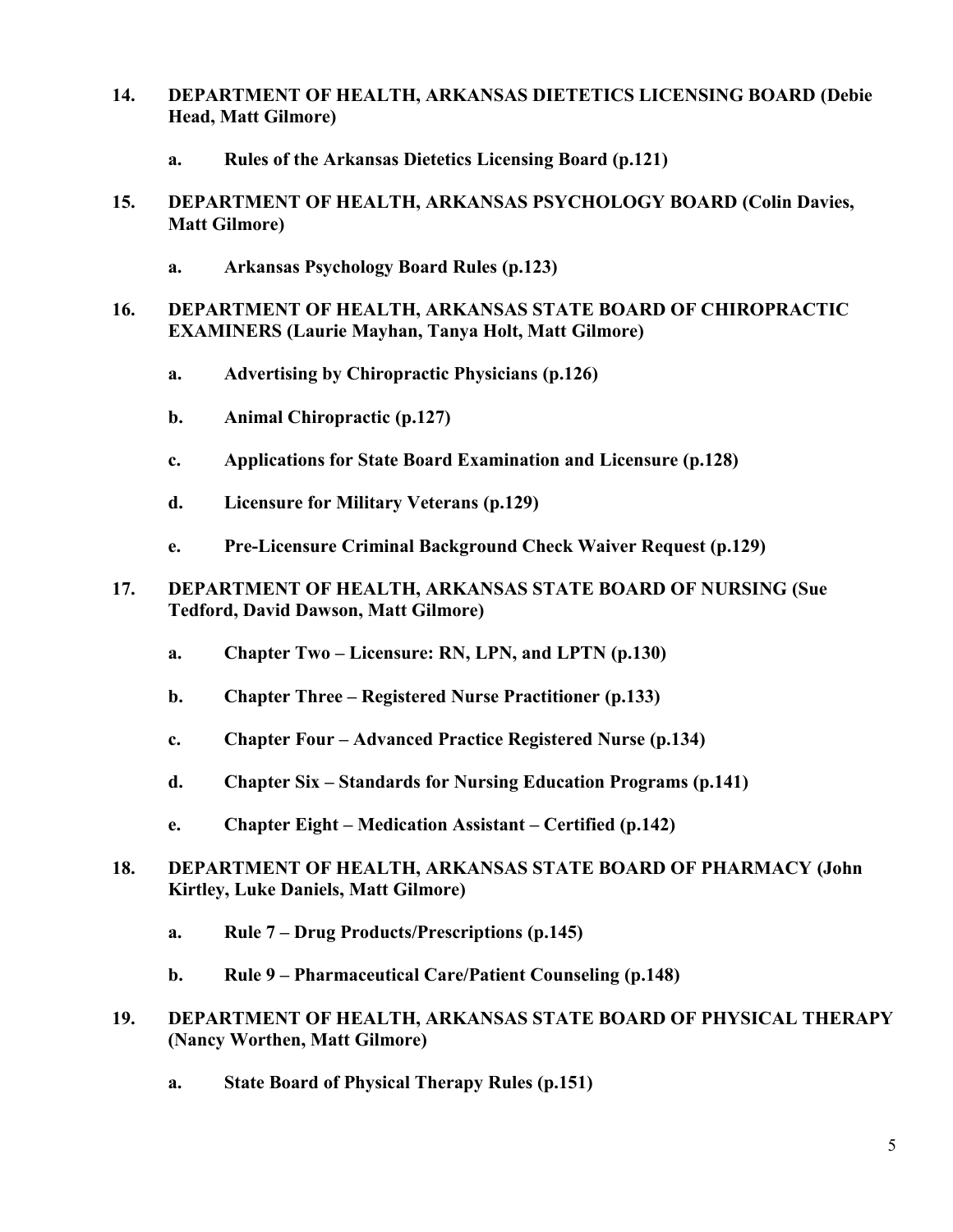**14. DEPARTMENT OF HEALTH, ARKANSAS DIETETICS LICENSING BOARD (Debie Head, Matt Gilmore)**

   **a. Rules of the Arkansas Dietetics Licensing Board (p.121)**

**15. DEPARTMENT OF HEALTH, ARKANSAS PSYCHOLOGY BOARD (Colin Davies, Matt Gilmore)**

   **a. Arkansas Psychology Board Rules (p.123)**

**16. DEPARTMENT OF HEALTH, ARKANSAS STATE BOARD OF CHIROPRACTIC EXAMINERS (Laurie Mayhan, Tanya Holt, Matt Gilmore)**

   **a. Advertising by Chiropractic Physicians (p.126)**

   **b. Animal Chiropractic (p.127)**

   **c. Applications for State Board Examination and Licensure (p.128)**

   **d. Licensure for Military Veterans (p.129)**

   **e. Pre-Licensure Criminal Background Check Waiver Request (p.129)**

**17. DEPARTMENT OF HEALTH, ARKANSAS STATE BOARD OF NURSING (Sue Tedford, David Dawson, Matt Gilmore)**

   **a. Chapter Two – Licensure: RN, LPN, and LPTN (p.130)**

   **b. Chapter Three – Registered Nurse Practitioner (p.133)**

   **c. Chapter Four – Advanced Practice Registered Nurse (p.134)**

   **d. Chapter Six – Standards for Nursing Education Programs (p.141)**

   **e. Chapter Eight – Medication Assistant – Certified (p.142)**

**18. DEPARTMENT OF HEALTH, ARKANSAS STATE BOARD OF PHARMACY (John Kirtley, Luke Daniels, Matt Gilmore)**

   **a. Rule 7 – Drug Products/Prescriptions (p.145)**

   **b. Rule 9 – Pharmaceutical Care/Patient Counseling (p.148)**

**19. DEPARTMENT OF HEALTH, ARKANSAS STATE BOARD OF PHYSICAL THERAPY (Nancy Worthen, Matt Gilmore)**

   **a. State Board of Physical Therapy Rules (p.151)**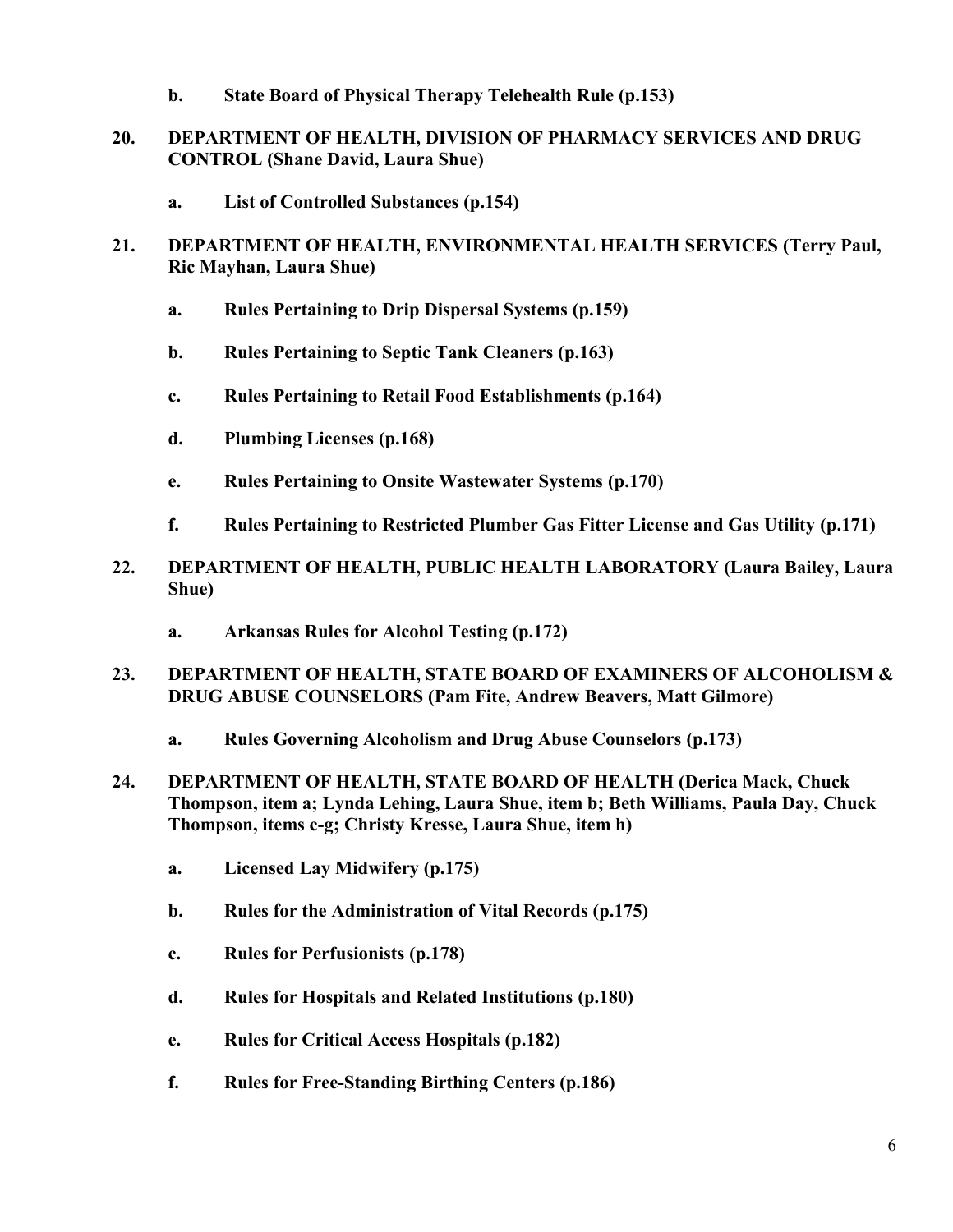**b. State Board of Physical Therapy Telehealth Rule (p.153)**

**20. DEPARTMENT OF HEALTH, DIVISION OF PHARMACY SERVICES AND DRUG CONTROL (Shane David, Laura Shue)**

**a. List of Controlled Substances (p.154)**

**21. DEPARTMENT OF HEALTH, ENVIRONMENTAL HEALTH SERVICES (Terry Paul, Ric Mayhan, Laura Shue)**

**a. Rules Pertaining to Drip Dispersal Systems (p.159)**

**b. Rules Pertaining to Septic Tank Cleaners (p.163)**

**c. Rules Pertaining to Retail Food Establishments (p.164)**

**d. Plumbing Licenses (p.168)**

**e. Rules Pertaining to Onsite Wastewater Systems (p.170)**

**f. Rules Pertaining to Restricted Plumber Gas Fitter License and Gas Utility (p.171)**

**22. DEPARTMENT OF HEALTH, PUBLIC HEALTH LABORATORY (Laura Bailey, Laura Shue)**

**a. Arkansas Rules for Alcohol Testing (p.172)**

**23. DEPARTMENT OF HEALTH, STATE BOARD OF EXAMINERS OF ALCOHOLISM & DRUG ABUSE COUNSELORS (Pam Fite, Andrew Beavers, Matt Gilmore)**

**a. Rules Governing Alcoholism and Drug Abuse Counselors (p.173)**

**24. DEPARTMENT OF HEALTH, STATE BOARD OF HEALTH (Derica Mack, Chuck Thompson, item a; Lynda Lehing, Laura Shue, item b; Beth Williams, Paula Day, Chuck Thompson, items c-g; Christy Kresse, Laura Shue, item h)**

**a. Licensed Lay Midwifery (p.175)**

**b. Rules for the Administration of Vital Records (p.175)**

**c. Rules for Perfusionists (p.178)**

**d. Rules for Hospitals and Related Institutions (p.180)**

**e. Rules for Critical Access Hospitals (p.182)**

**f. Rules for Free-Standing Birthing Centers (p.186)**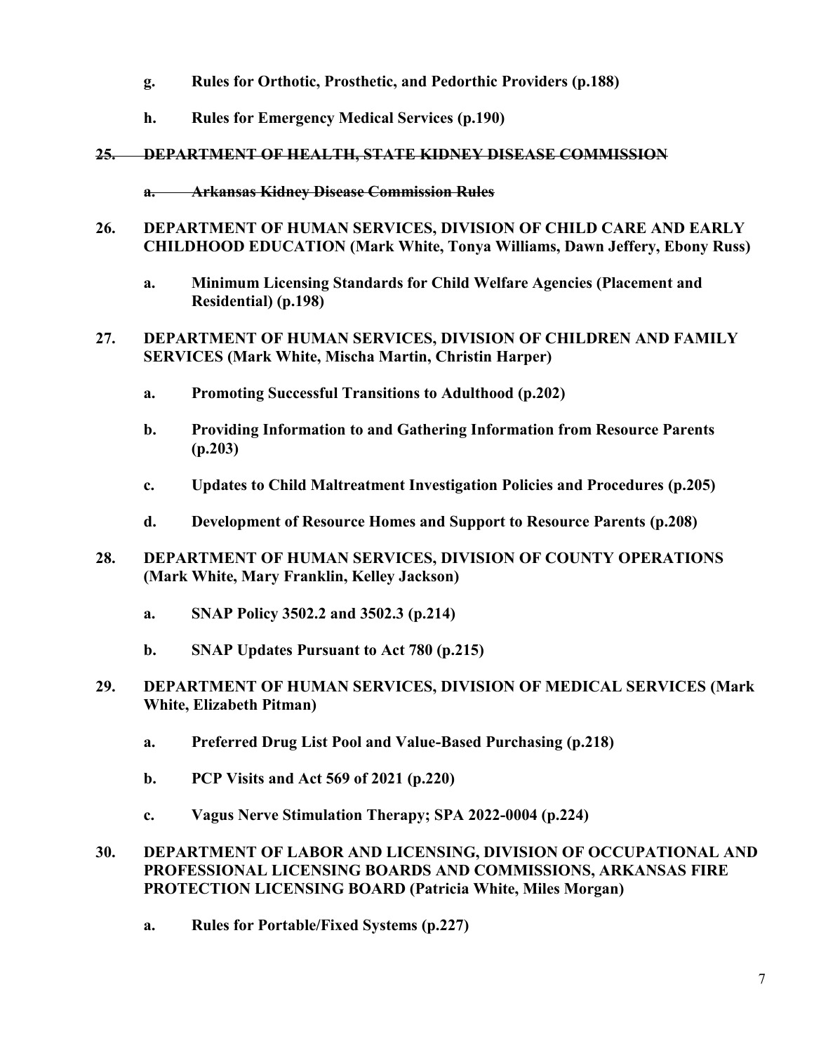- **g. Rules for Orthotic, Prosthetic, and Pedorthic Providers (p.188)**

- **h. Rules for Emergency Medical Services (p.190)**

**~~25. DEPARTMENT OF HEALTH, STATE KIDNEY DISEASE COMMISSION~~**

- **~~a. Arkansas Kidney Disease Commission Rules~~**

**26. DEPARTMENT OF HUMAN SERVICES, DIVISION OF CHILD CARE AND EARLY CHILDHOOD EDUCATION (Mark White, Tonya Williams, Dawn Jeffery, Ebony Russ)**

- **a. Minimum Licensing Standards for Child Welfare Agencies (Placement and Residential) (p.198)**

**27. DEPARTMENT OF HUMAN SERVICES, DIVISION OF CHILDREN AND FAMILY SERVICES (Mark White, Mischa Martin, Christin Harper)**

- **a. Promoting Successful Transitions to Adulthood (p.202)**

- **b. Providing Information to and Gathering Information from Resource Parents (p.203)**

- **c. Updates to Child Maltreatment Investigation Policies and Procedures (p.205)**

- **d. Development of Resource Homes and Support to Resource Parents (p.208)**

**28. DEPARTMENT OF HUMAN SERVICES, DIVISION OF COUNTY OPERATIONS (Mark White, Mary Franklin, Kelley Jackson)**

- **a. SNAP Policy 3502.2 and 3502.3 (p.214)**

- **b. SNAP Updates Pursuant to Act 780 (p.215)**

**29. DEPARTMENT OF HUMAN SERVICES, DIVISION OF MEDICAL SERVICES (Mark White, Elizabeth Pitman)**

- **a. Preferred Drug List Pool and Value-Based Purchasing (p.218)**

- **b. PCP Visits and Act 569 of 2021 (p.220)**

- **c. Vagus Nerve Stimulation Therapy; SPA 2022-0004 (p.224)**

**30. DEPARTMENT OF LABOR AND LICENSING, DIVISION OF OCCUPATIONAL AND PROFESSIONAL LICENSING BOARDS AND COMMISSIONS, ARKANSAS FIRE PROTECTION LICENSING BOARD (Patricia White, Miles Morgan)**

- **a. Rules for Portable/Fixed Systems (p.227)**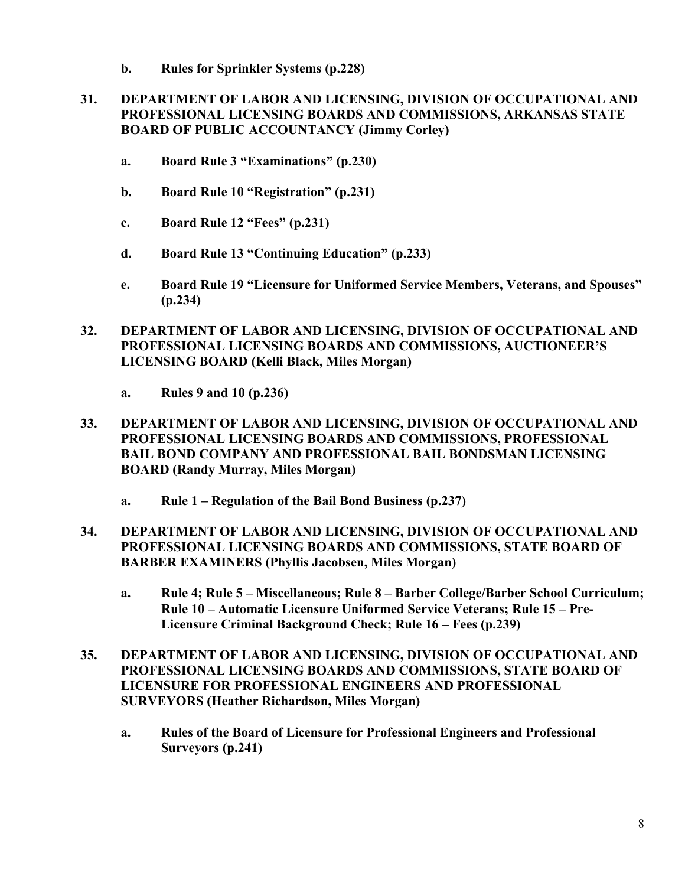b. **Rules for Sprinkler Systems (p.228)**

31. **DEPARTMENT OF LABOR AND LICENSING, DIVISION OF OCCUPATIONAL AND PROFESSIONAL LICENSING BOARDS AND COMMISSIONS, ARKANSAS STATE BOARD OF PUBLIC ACCOUNTANCY (Jimmy Corley)**

    a. **Board Rule 3 "Examinations" (p.230)**

    b. **Board Rule 10 "Registration" (p.231)**

    c. **Board Rule 12 "Fees" (p.231)**

    d. **Board Rule 13 "Continuing Education" (p.233)**

    e. **Board Rule 19 "Licensure for Uniformed Service Members, Veterans, and Spouses" (p.234)**

32. **DEPARTMENT OF LABOR AND LICENSING, DIVISION OF OCCUPATIONAL AND PROFESSIONAL LICENSING BOARDS AND COMMISSIONS, AUCTIONEER'S LICENSING BOARD (Kelli Black, Miles Morgan)**

    a. **Rules 9 and 10 (p.236)**

33. **DEPARTMENT OF LABOR AND LICENSING, DIVISION OF OCCUPATIONAL AND PROFESSIONAL LICENSING BOARDS AND COMMISSIONS, PROFESSIONAL BAIL BOND COMPANY AND PROFESSIONAL BAIL BONDSMAN LICENSING BOARD (Randy Murray, Miles Morgan)**

    a. **Rule 1 – Regulation of the Bail Bond Business (p.237)**

34. **DEPARTMENT OF LABOR AND LICENSING, DIVISION OF OCCUPATIONAL AND PROFESSIONAL LICENSING BOARDS AND COMMISSIONS, STATE BOARD OF BARBER EXAMINERS (Phyllis Jacobsen, Miles Morgan)**

    a. **Rule 4; Rule 5 – Miscellaneous; Rule 8 – Barber College/Barber School Curriculum; Rule 10 – Automatic Licensure Uniformed Service Veterans; Rule 15 – Pre-Licensure Criminal Background Check; Rule 16 – Fees (p.239)**

35. **DEPARTMENT OF LABOR AND LICENSING, DIVISION OF OCCUPATIONAL AND PROFESSIONAL LICENSING BOARDS AND COMMISSIONS, STATE BOARD OF LICENSURE FOR PROFESSIONAL ENGINEERS AND PROFESSIONAL SURVEYORS (Heather Richardson, Miles Morgan)**

    a. **Rules of the Board of Licensure for Professional Engineers and Professional Surveyors (p.241)**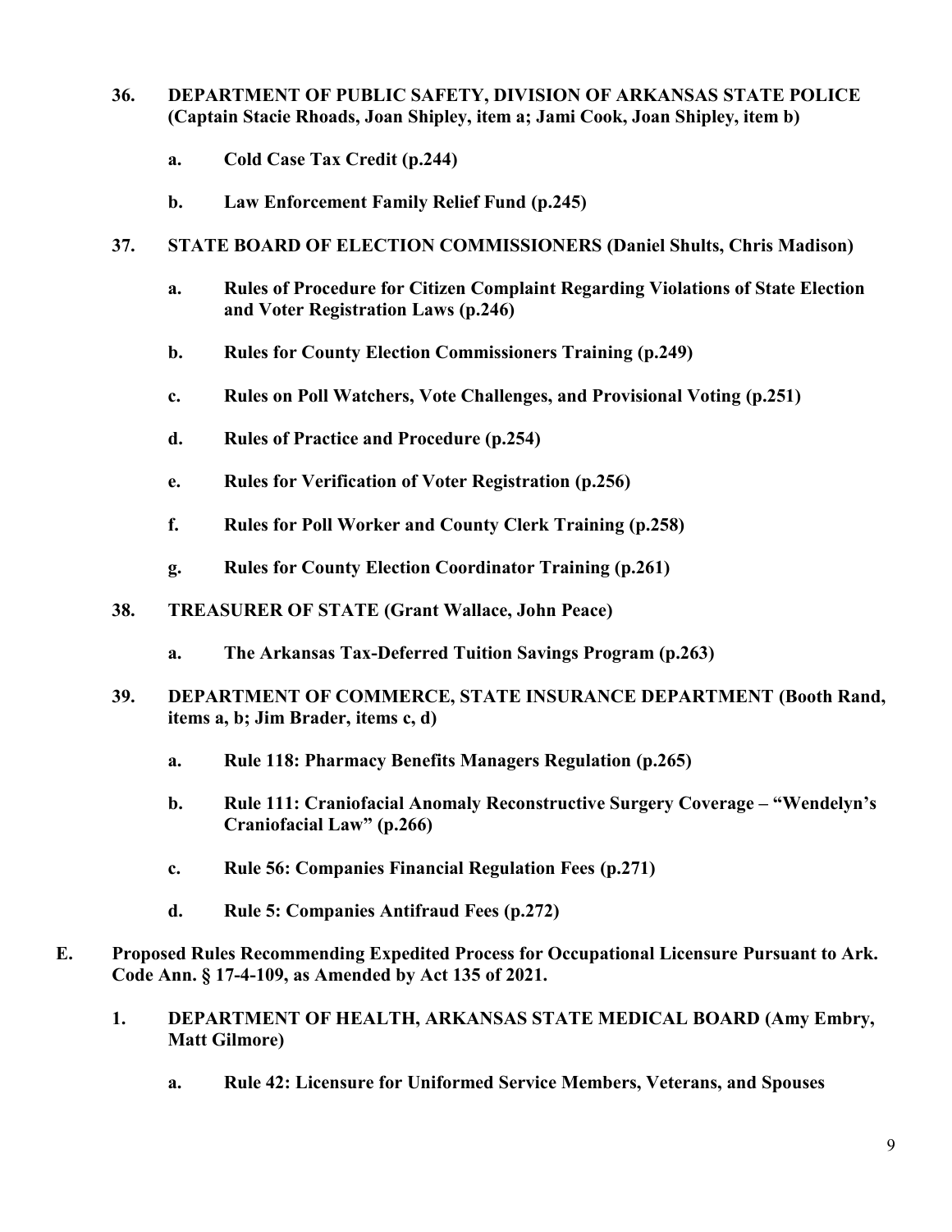**36. DEPARTMENT OF PUBLIC SAFETY, DIVISION OF ARKANSAS STATE POLICE (Captain Stacie Rhoads, Joan Shipley, item a; Jami Cook, Joan Shipley, item b)**

- **a. Cold Case Tax Credit (p.244)**
- **b. Law Enforcement Family Relief Fund (p.245)**

**37. STATE BOARD OF ELECTION COMMISSIONERS (Daniel Shults, Chris Madison)**

- **a. Rules of Procedure for Citizen Complaint Regarding Violations of State Election and Voter Registration Laws (p.246)**
- **b. Rules for County Election Commissioners Training (p.249)**
- **c. Rules on Poll Watchers, Vote Challenges, and Provisional Voting (p.251)**
- **d. Rules of Practice and Procedure (p.254)**
- **e. Rules for Verification of Voter Registration (p.256)**
- **f. Rules for Poll Worker and County Clerk Training (p.258)**
- **g. Rules for County Election Coordinator Training (p.261)**

**38. TREASURER OF STATE (Grant Wallace, John Peace)**

- **a. The Arkansas Tax-Deferred Tuition Savings Program (p.263)**

**39. DEPARTMENT OF COMMERCE, STATE INSURANCE DEPARTMENT (Booth Rand, items a, b; Jim Brader, items c, d)**

- **a. Rule 118: Pharmacy Benefits Managers Regulation (p.265)**
- **b. Rule 111: Craniofacial Anomaly Reconstructive Surgery Coverage – "Wendelyn's Craniofacial Law" (p.266)**
- **c. Rule 56: Companies Financial Regulation Fees (p.271)**
- **d. Rule 5: Companies Antifraud Fees (p.272)**

**E. Proposed Rules Recommending Expedited Process for Occupational Licensure Pursuant to Ark. Code Ann. § 17-4-109, as Amended by Act 135 of 2021.**

**1. DEPARTMENT OF HEALTH, ARKANSAS STATE MEDICAL BOARD (Amy Embry, Matt Gilmore)**

- **a. Rule 42: Licensure for Uniformed Service Members, Veterans, and Spouses**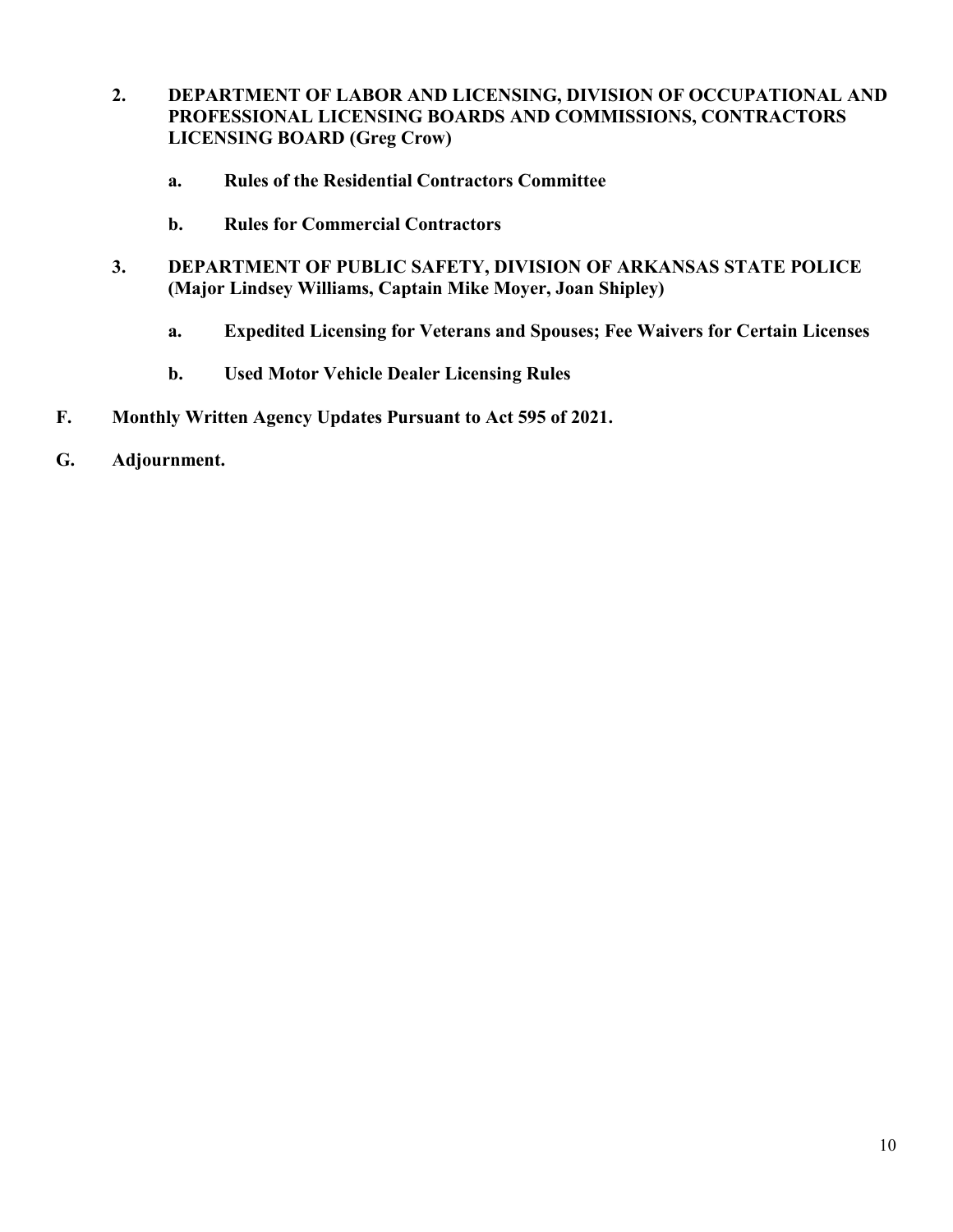**2. DEPARTMENT OF LABOR AND LICENSING, DIVISION OF OCCUPATIONAL AND PROFESSIONAL LICENSING BOARDS AND COMMISSIONS, CONTRACTORS LICENSING BOARD (Greg Crow)**

**a. Rules of the Residential Contractors Committee**

**b. Rules for Commercial Contractors**

**3. DEPARTMENT OF PUBLIC SAFETY, DIVISION OF ARKANSAS STATE POLICE (Major Lindsey Williams, Captain Mike Moyer, Joan Shipley)**

**a. Expedited Licensing for Veterans and Spouses; Fee Waivers for Certain Licenses**

**b. Used Motor Vehicle Dealer Licensing Rules**

**F. Monthly Written Agency Updates Pursuant to Act 595 of 2021.**

**G. Adjournment.**